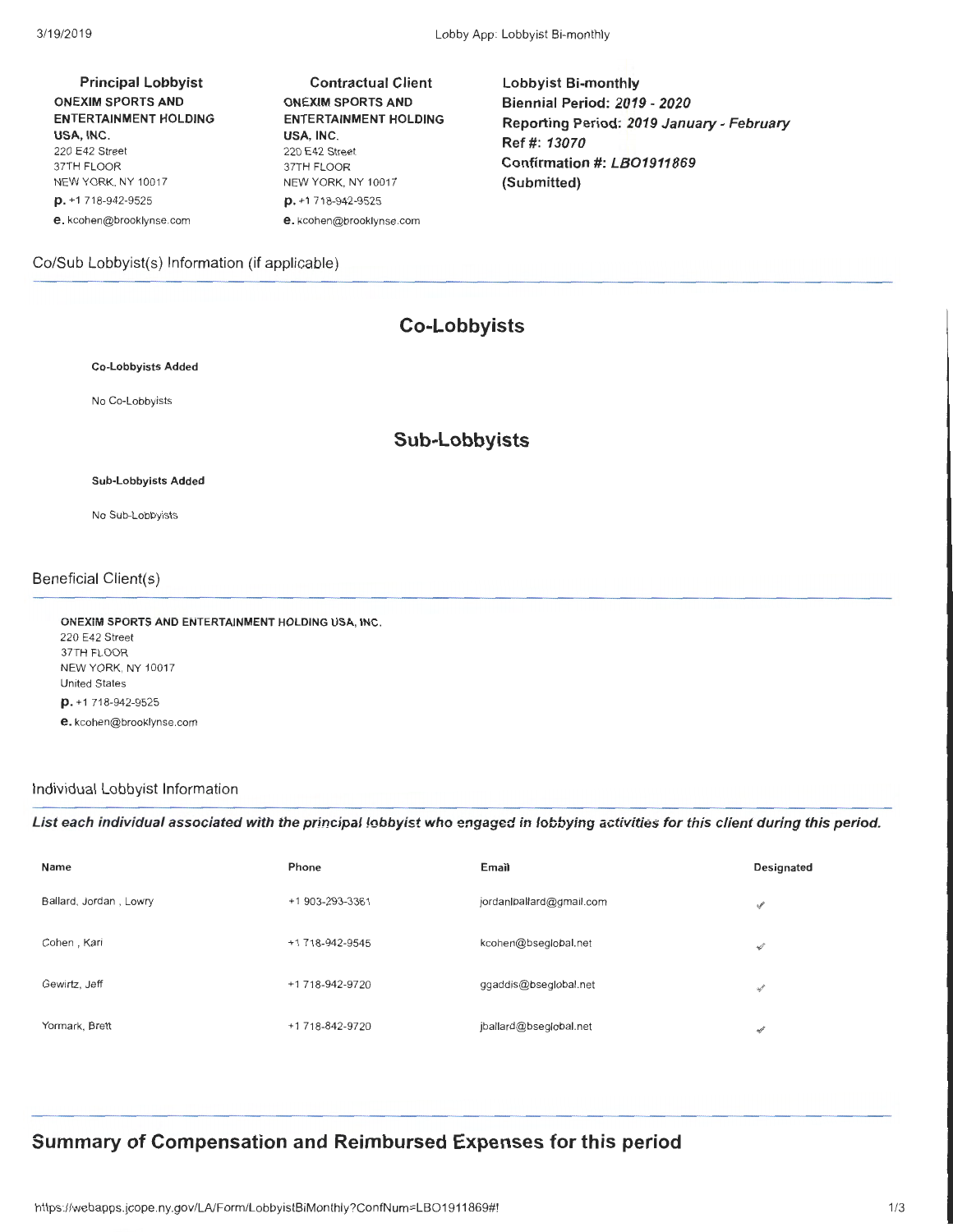**Principal Lobbyist**
**ONEXIM SPORTS AND ENTERTAINMENT HOLDING USA, INC.**
220 E42 Street
37TH FLOOR
NEW YORK, NY 10017
**p.** +1 718-942-9525
**e.** kcohen@brooklynse.com

**Contractual Client**
**ONEXIM SPORTS AND ENTERTAINMENT HOLDING USA, INC.**
220 E42 Street
37TH FLOOR
NEW YORK, NY 10017
**p.** +1 718-942-9525
**e.** kcohen@brooklynse.com

**Lobbyist Bi-monthly**
**Biennial Period:** ***2019 - 2020***
**Reporting Period:** ***2019 January - February***
**Ref #:** ***13070***
**Confirmation #:** ***LBO1911869***
**(Submitted)**

## Co/Sub Lobbyist(s) Information (if applicable)

### Co-Lobbyists

**Co-Lobbyists Added**

No Co-Lobbyists

### Sub-Lobbyists

**Sub-Lobbyists Added**

No Sub-Lobbyists

## Beneficial Client(s)

**ONEXIM SPORTS AND ENTERTAINMENT HOLDING USA, INC.**
220 E42 Street
37TH FLOOR
NEW YORK, NY 10017
United States
**p.** +1 718-942-9525
**e.** kcohen@brooklynse.com

## Individual Lobbyist Information

***List each individual associated with the principal lobbyist who engaged in lobbying activities for this client during this period.***

| Name | Phone | Email | Designated |
|---|---|---|---|
| Ballard, Jordan , Lowry | +1 903-293-3361 | jordanlballard@gmail.com | ✓ |
| Cohen , Kari | +1 718-942-9545 | kcohen@bseglobal.net | ✓ |
| Gewirtz, Jeff | +1 718-942-9720 | ggaddis@bseglobal.net | ✓ |
| Yormark, Brett | +1 718-842-9720 | jballard@bseglobal.net | ✓ |

## Summary of Compensation and Reimbursed Expenses for this period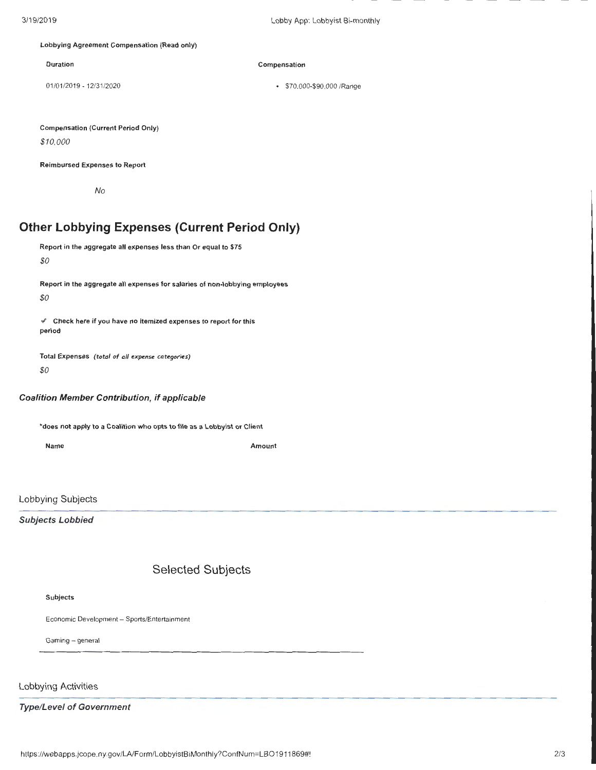**Lobbying Agreement Compensation (Read only)**

| Duration | Compensation |
|---|---|
| 01/01/2019 - 12/31/2020 | • $70,000-$90,000 /Range |

**Compensation (Current Period Only)**

*$10,000*

**Reimbursed Expenses to Report**

*No*

## Other Lobbying Expenses (Current Period Only)

**Report in the aggregate all expenses less than Or equal to $75**

*$0*

**Report in the aggregate all expenses for salaries of non-lobbying employees**

*$0*

✔ **Check here if you have no itemized expenses to report for this period**

**Total Expenses** ***(total of all expense categories)***

*$0*

### *Coalition Member Contribution, if applicable*

**\*does not apply to a Coalition who opts to file as a Lobbyist or Client**

| Name | Amount |
|---|---|

Lobbying Subjects

***Subjects Lobbied***

Selected Subjects

**Subjects**

Economic Development – Sports/Entertainment

Gaming – general

Lobbying Activities

***Type/Level of Government***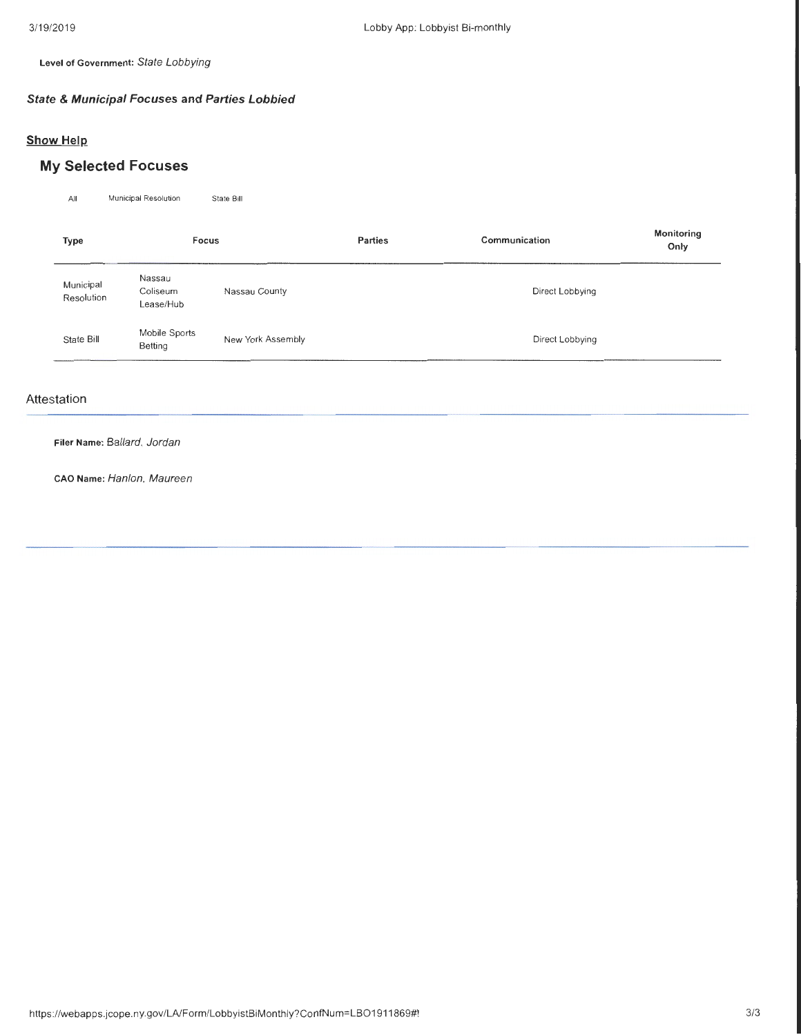**Level of Government:** *State Lobbying*

### *State & Municipal Focuses* and *Parties Lobbied*

**Show Help**

## My Selected Focuses

All Municipal Resolution State Bill

| Type | Focus | Parties | Communication | Monitoring Only |
|---|---|---|---|---|
| Municipal Resolution | Nassau Coliseum Lease/Hub | Nassau County | Direct Lobbying | |
| State Bill | Mobile Sports Betting | New York Assembly | Direct Lobbying | |

Attestation

**Filer Name:** *Ballard, Jordan*

**CAO Name:** *Hanlon, Maureen*